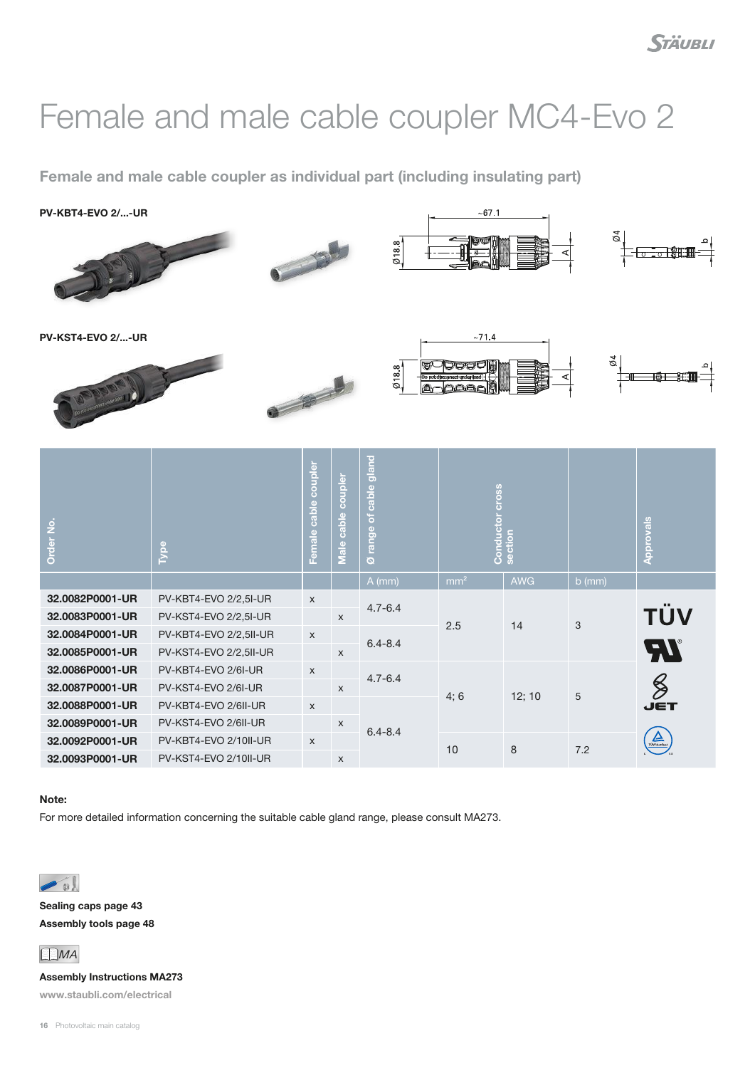# Female and male cable coupler MC4-Evo 2

## Female and male cable coupler as individual part (including insulating part)

**PV-KBT4-EVO 2/...-UR**

**PV-KST4-EVO 2/...-UR**

| Order No. | Type | Female cable coupler | Male cable coupler | Ø range of cable gland | Conductor cross section | | | Approvals |
|---|---|---|---|---|---|---|---|---|
| | | | | A (mm) | mm² | AWG | b (mm) | |
| 32.0082P0001-UR | PV-KBT4-EVO 2/2,5I-UR | x | | 4.7-6.4 | 2.5 | 14 | 3 | TÜV, UL, JET, TÜV Rheinland |
| 32.0083P0001-UR | PV-KST4-EVO 2/2,5I-UR | | x | | | | | |
| 32.0084P0001-UR | PV-KBT4-EVO 2/2,5II-UR | x | | 6.4-8.4 | | | | |
| 32.0085P0001-UR | PV-KST4-EVO 2/2,5II-UR | | x | | | | | |
| 32.0086P0001-UR | PV-KBT4-EVO 2/6I-UR | x | | 4.7-6.4 | 4; 6 | 12; 10 | 5 | |
| 32.0087P0001-UR | PV-KST4-EVO 2/6I-UR | | x | | | | | |
| 32.0088P0001-UR | PV-KBT4-EVO 2/6II-UR | x | | 6.4-8.4 | | | | |
| 32.0089P0001-UR | PV-KST4-EVO 2/6II-UR | | x | | | | | |
| 32.0092P0001-UR | PV-KBT4-EVO 2/10II-UR | x | | | 10 | 8 | 7.2 | |
| 32.0093P0001-UR | PV-KST4-EVO 2/10II-UR | | x | | | | | |

**Note:**

For more detailed information concerning the suitable cable gland range, please consult MA273.

**Sealing caps page 43**

**Assembly tools page 48**

**Assembly Instructions MA273**

**www.staubli.com/electrical**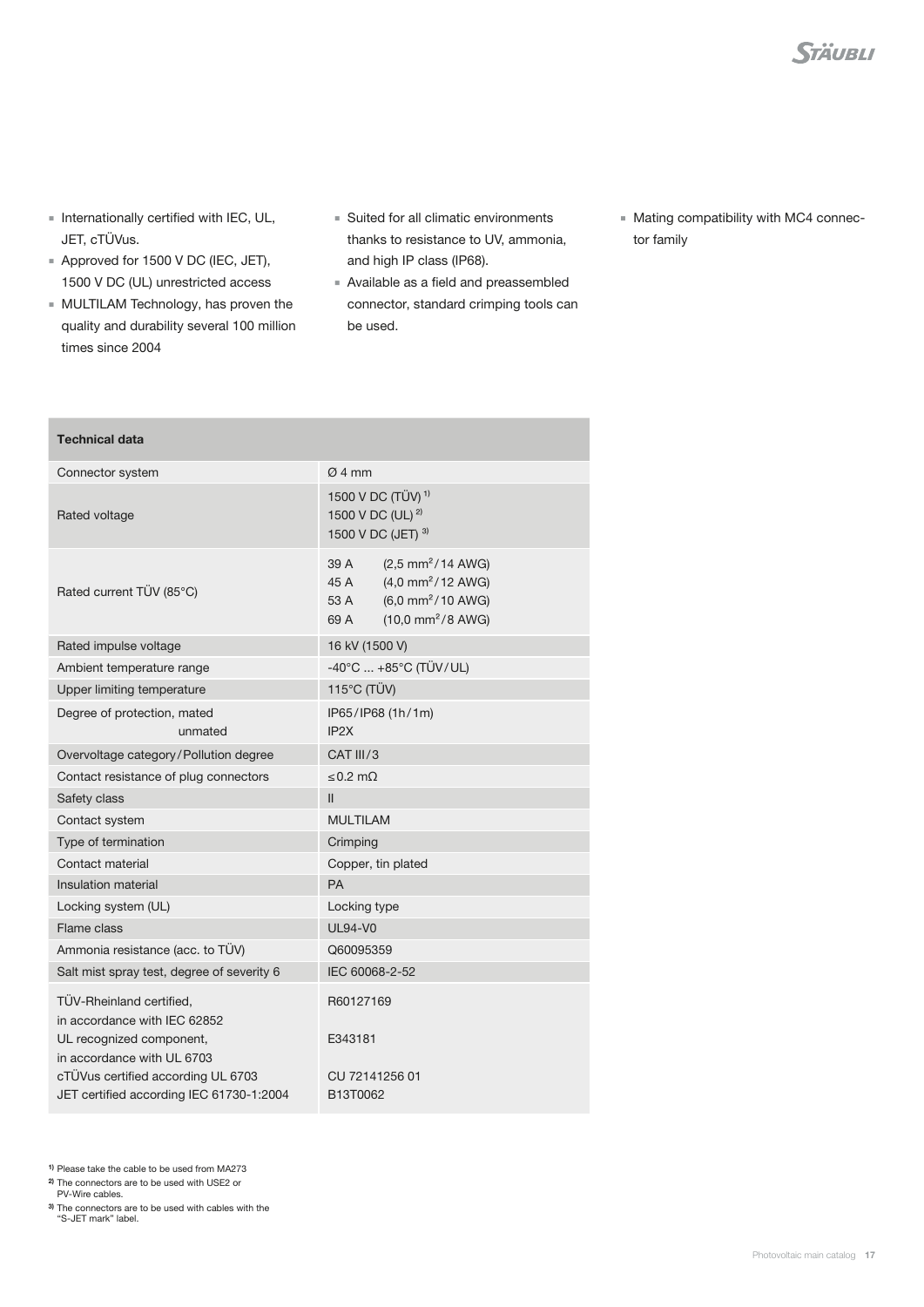- Internationally certified with IEC, UL, JET, cTÜVus.
- Approved for 1500 V DC (IEC, JET), 1500 V DC (UL) unrestricted access
- MULTILAM Technology, has proven the quality and durability several 100 million times since 2004
- Suited for all climatic environments thanks to resistance to UV, ammonia, and high IP class (IP68).
- Available as a field and preassembled connector, standard crimping tools can be used.
- Mating compatibility with MC4 connector family

| **Technical data** | |
|---|---|
| Connector system | Ø 4 mm |
| Rated voltage | 1500 V DC (TÜV) [1)]<br>1500 V DC (UL) [2)]<br>1500 V DC (JET) [3)] |
| Rated current TÜV (85°C) | 39 A (2,5 mm²/14 AWG)<br>45 A (4,0 mm²/12 AWG)<br>53 A (6,0 mm²/10 AWG)<br>69 A (10,0 mm²/8 AWG) |
| Rated impulse voltage | 16 kV (1500 V) |
| Ambient temperature range | -40°C ... +85°C (TÜV/UL) |
| Upper limiting temperature | 115°C (TÜV) |
| Degree of protection, mated<br>unmated | IP65/IP68 (1h/1m)<br>IP2X |
| Overvoltage category/Pollution degree | CAT III/3 |
| Contact resistance of plug connectors | ≤0.2 mΩ |
| Safety class | II |
| Contact system | MULTILAM |
| Type of termination | Crimping |
| Contact material | Copper, tin plated |
| Insulation material | PA |
| Locking system (UL) | Locking type |
| Flame class | UL94-V0 |
| Ammonia resistance (acc. to TÜV) | Q60095359 |
| Salt mist spray test, degree of severity 6 | IEC 60068-2-52 |
| TÜV-Rheinland certified, in accordance with IEC 62852<br>UL recognized component, in accordance with UL 6703<br>cTÜVus certified according UL 6703<br>JET certified according IEC 61730-1:2004 | R60127169<br>E343181<br>CU 72141256 01<br>B13T0062 |

1) Please take the cable to be used from MA273

2) The connectors are to be used with USE2 or PV-Wire cables.

3) The connectors are to be used with cables with the "S-JET mark" label.